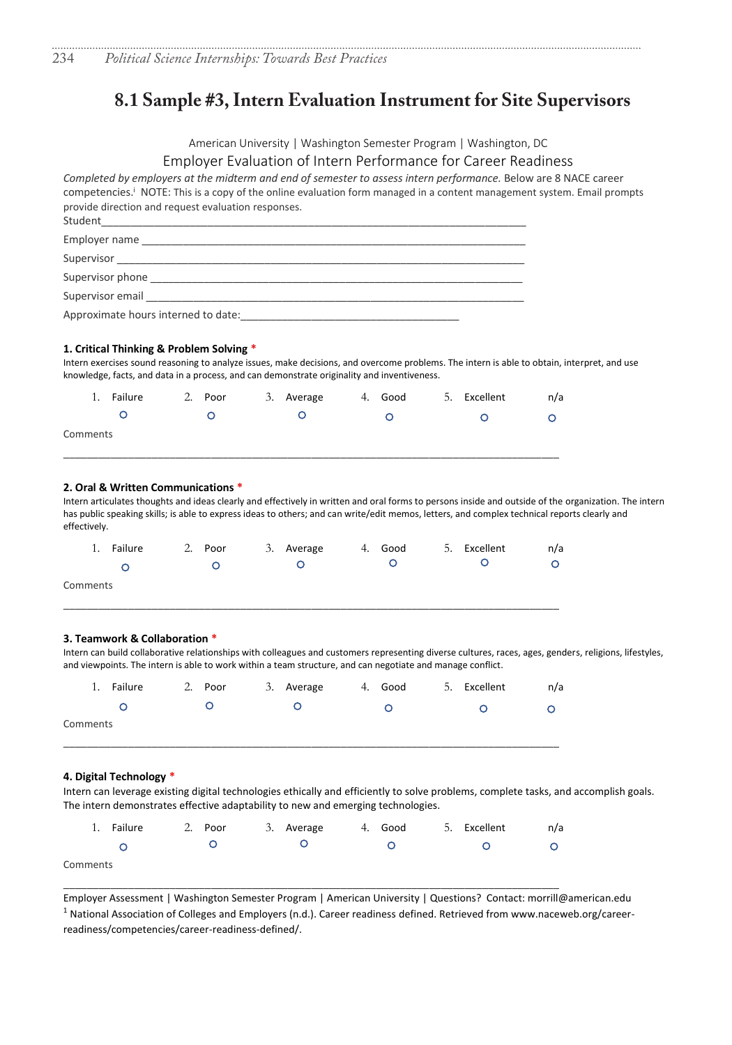# 8.1 Sample #3, Intern Evaluation Instrument for Site Supervisors

American University | Washington Semester Program | Washington, DC

## Employer Evaluation of Intern Performance for Career Readiness

*Completed by employers at the midterm and end of semester to assess intern performance.* Below are 8 NACE career competencies.[i] NOTE: This is a copy of the online evaluation form managed in a content management system. Email prompts provide direction and request evaluation responses.

Student_______________________________________________________________________

Employer name _________________________________________________________________

Supervisor ____________________________________________________________________

Supervisor phone _______________________________________________________________

Supervisor email ________________________________________________________________

Approximate hours interned to date:____________________________________

**1. Critical Thinking & Problem Solving** *

Intern exercises sound reasoning to analyze issues, make decisions, and overcome problems. The intern is able to obtain, interpret, and use knowledge, facts, and data in a process, and can demonstrate originality and inventiveness.

| 1. Failure | 2. Poor | 3. Average | 4. Good | 5. Excellent | n/a |
|---|---|---|---|---|---|
| ○ | ○ | ○ | ○ | ○ | ○ |

Comments

______________________________________________________________________________________

**2. Oral & Written Communications** *

Intern articulates thoughts and ideas clearly and effectively in written and oral forms to persons inside and outside of the organization. The intern has public speaking skills; is able to express ideas to others; and can write/edit memos, letters, and complex technical reports clearly and effectively.

| 1. Failure | 2. Poor | 3. Average | 4. Good | 5. Excellent | n/a |
|---|---|---|---|---|---|
| ○ | ○ | ○ | ○ | ○ | ○ |

Comments

______________________________________________________________________________________

**3. Teamwork & Collaboration** *

Intern can build collaborative relationships with colleagues and customers representing diverse cultures, races, ages, genders, religions, lifestyles, and viewpoints. The intern is able to work within a team structure, and can negotiate and manage conflict.

| 1. Failure | 2. Poor | 3. Average | 4. Good | 5. Excellent | n/a |
|---|---|---|---|---|---|
| ○ | ○ | ○ | ○ | ○ | ○ |

Comments

______________________________________________________________________________________

**4. Digital Technology** *

Intern can leverage existing digital technologies ethically and efficiently to solve problems, complete tasks, and accomplish goals. The intern demonstrates effective adaptability to new and emerging technologies.

| 1. Failure | 2. Poor | 3. Average | 4. Good | 5. Excellent | n/a |
|---|---|---|---|---|---|
| ○ | ○ | ○ | ○ | ○ | ○ |

Comments

______________________________________________________________________________________

Employer Assessment | Washington Semester Program | American University | Questions? Contact: morrill@american.edu

[1] National Association of Colleges and Employers (n.d.). Career readiness defined. Retrieved from www.naceweb.org/career-readiness/competencies/career-readiness-defined/.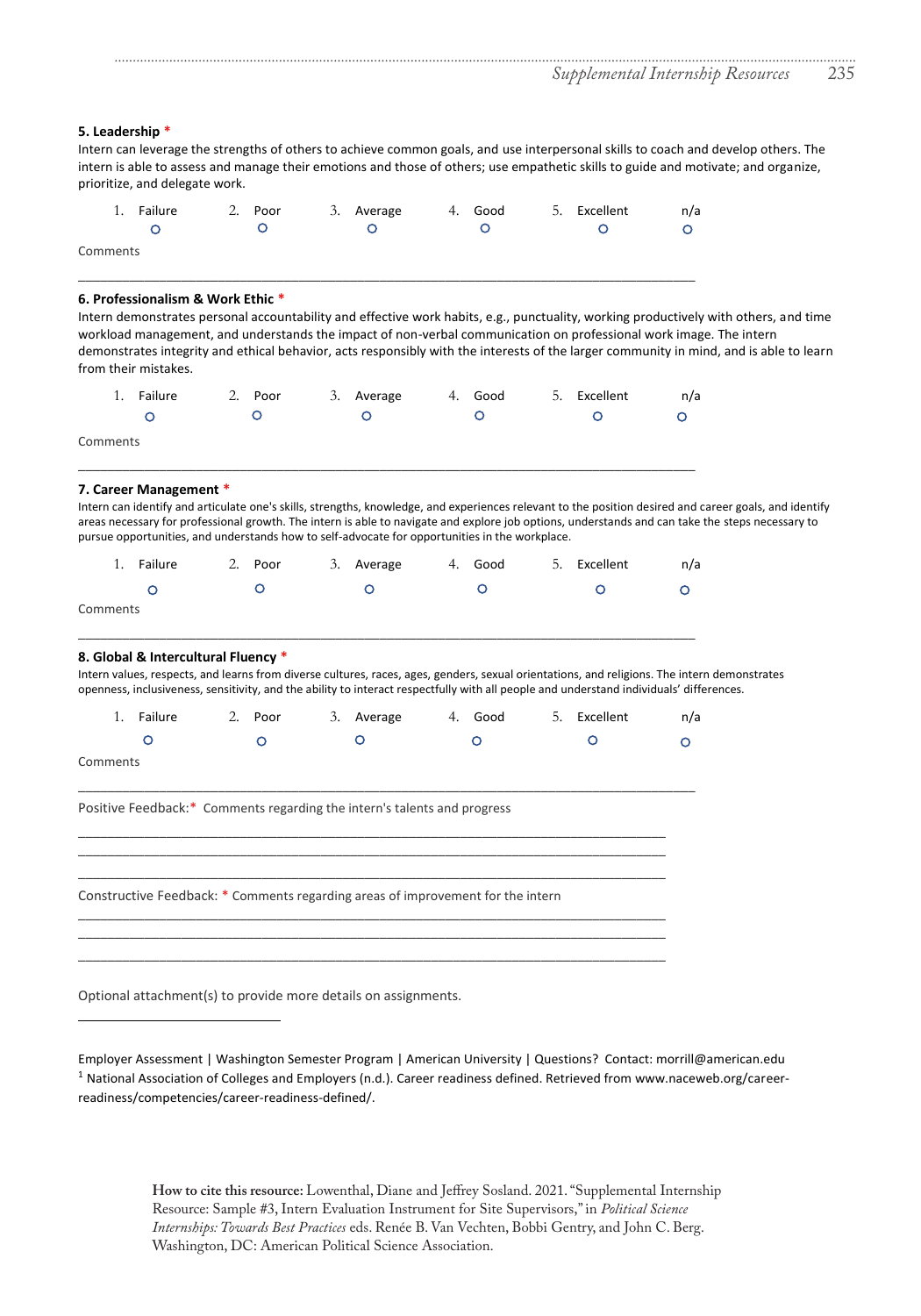**5. Leadership** *

Intern can leverage the strengths of others to achieve common goals, and use interpersonal skills to coach and develop others. The intern is able to assess and manage their emotions and those of others; use empathetic skills to guide and motivate; and organize, prioritize, and delegate work.

| 1. Failure | 2. Poor | 3. Average | 4. Good | 5. Excellent | n/a |
|---|---|---|---|---|---|
| ○ | ○ | ○ | ○ | ○ | ○ |

Comments

___________________________________________________________________________

**6. Professionalism & Work Ethic** *

Intern demonstrates personal accountability and effective work habits, e.g., punctuality, working productively with others, and time workload management, and understands the impact of non-verbal communication on professional work image. The intern demonstrates integrity and ethical behavior, acts responsibly with the interests of the larger community in mind, and is able to learn from their mistakes.

| 1. Failure | 2. Poor | 3. Average | 4. Good | 5. Excellent | n/a |
|---|---|---|---|---|---|
| ○ | ○ | ○ | ○ | ○ | ○ |

Comments

___________________________________________________________________________

**7. Career Management** *

Intern can identify and articulate one's skills, strengths, knowledge, and experiences relevant to the position desired and career goals, and identify areas necessary for professional growth. The intern is able to navigate and explore job options, understands and can take the steps necessary to pursue opportunities, and understands how to self-advocate for opportunities in the workplace.

| 1. Failure | 2. Poor | 3. Average | 4. Good | 5. Excellent | n/a |
|---|---|---|---|---|---|
| ○ | ○ | ○ | ○ | ○ | ○ |

Comments

___________________________________________________________________________

**8. Global & Intercultural Fluency** *

Intern values, respects, and learns from diverse cultures, races, ages, genders, sexual orientations, and religions. The intern demonstrates openness, inclusiveness, sensitivity, and the ability to interact respectfully with all people and understand individuals' differences.

| 1. Failure | 2. Poor | 3. Average | 4. Good | 5. Excellent | n/a |
|---|---|---|---|---|---|
| ○ | ○ | ○ | ○ | ○ | ○ |

Comments

___________________________________________________________________________

Positive Feedback:* Comments regarding the intern's talents and progress

___________________________________________________________________________

___________________________________________________________________________

___________________________________________________________________________

Constructive Feedback: * Comments regarding areas of improvement for the intern

___________________________________________________________________________

___________________________________________________________________________

___________________________________________________________________________

Optional attachment(s) to provide more details on assignments.

______________________________

Employer Assessment | Washington Semester Program | American University | Questions? Contact: morrill@american.edu

[1] National Association of Colleges and Employers (n.d.). Career readiness defined. Retrieved from www.naceweb.org/career-readiness/competencies/career-readiness-defined/.

**How to cite this resource:** Lowenthal, Diane and Jeffrey Sosland. 2021. "Supplemental Internship Resource: Sample #3, Intern Evaluation Instrument for Site Supervisors," in *Political Science Internships: Towards Best Practices* eds. Renée B. Van Vechten, Bobbi Gentry, and John C. Berg. Washington, DC: American Political Science Association.